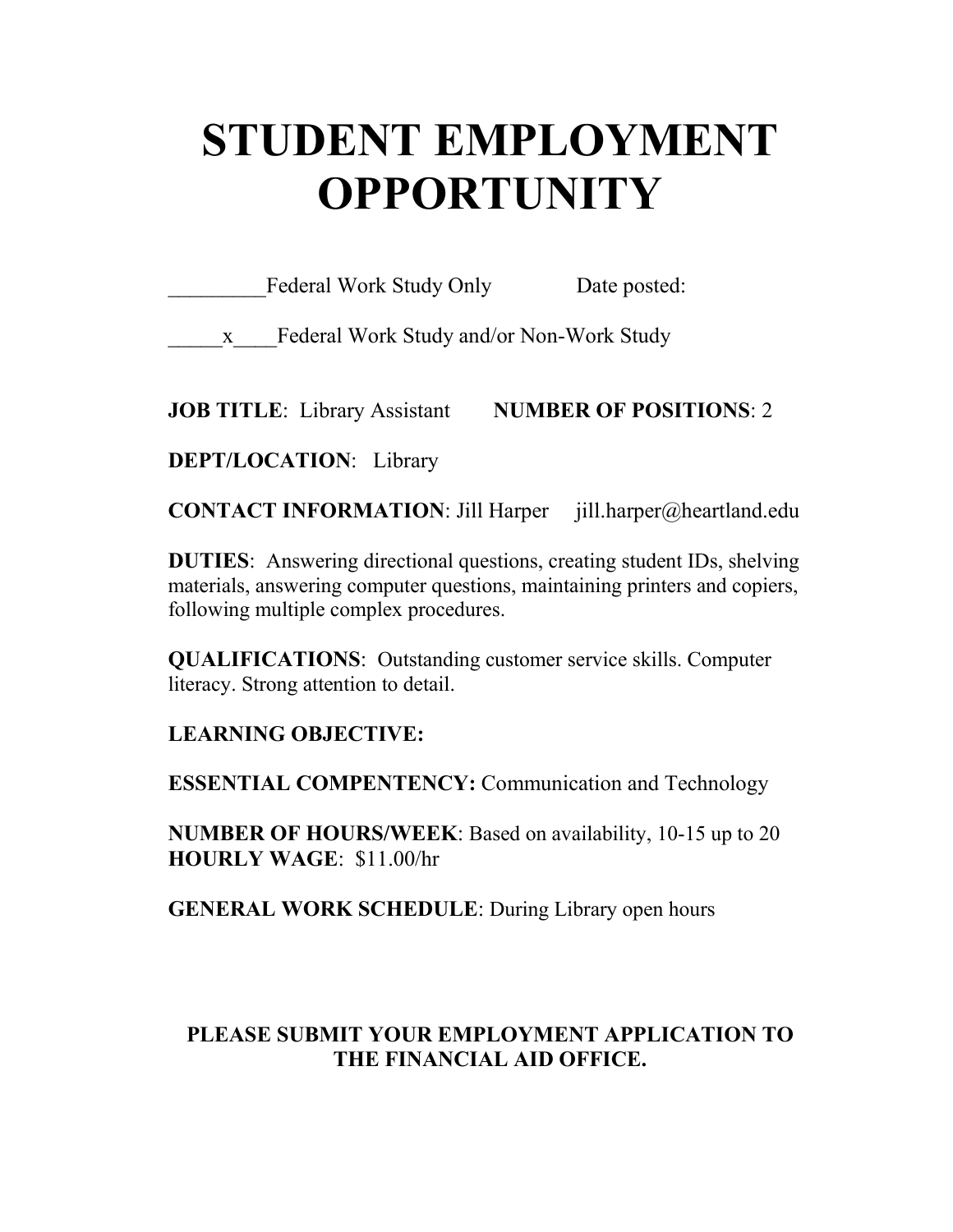# STUDENT EMPLOYMENT OPPORTUNITY

_________Federal Work Study Only　　　　　Date posted:

_____x____Federal Work Study and/or Non-Work Study

**JOB TITLE**: Library Assistant　　　**NUMBER OF POSITIONS**: 2

**DEPT/LOCATION**: Library

**CONTACT INFORMATION**: Jill Harper　jill.harper@heartland.edu

**DUTIES**: Answering directional questions, creating student IDs, shelving materials, answering computer questions, maintaining printers and copiers, following multiple complex procedures.

**QUALIFICATIONS**: Outstanding customer service skills. Computer literacy. Strong attention to detail.

**LEARNING OBJECTIVE:**

**ESSENTIAL COMPENTENCY:** Communication and Technology

**NUMBER OF HOURS/WEEK**: Based on availability, 10-15 up to 20
**HOURLY WAGE**: $11.00/hr

**GENERAL WORK SCHEDULE**: During Library open hours

**PLEASE SUBMIT YOUR EMPLOYMENT APPLICATION TO THE FINANCIAL AID OFFICE.**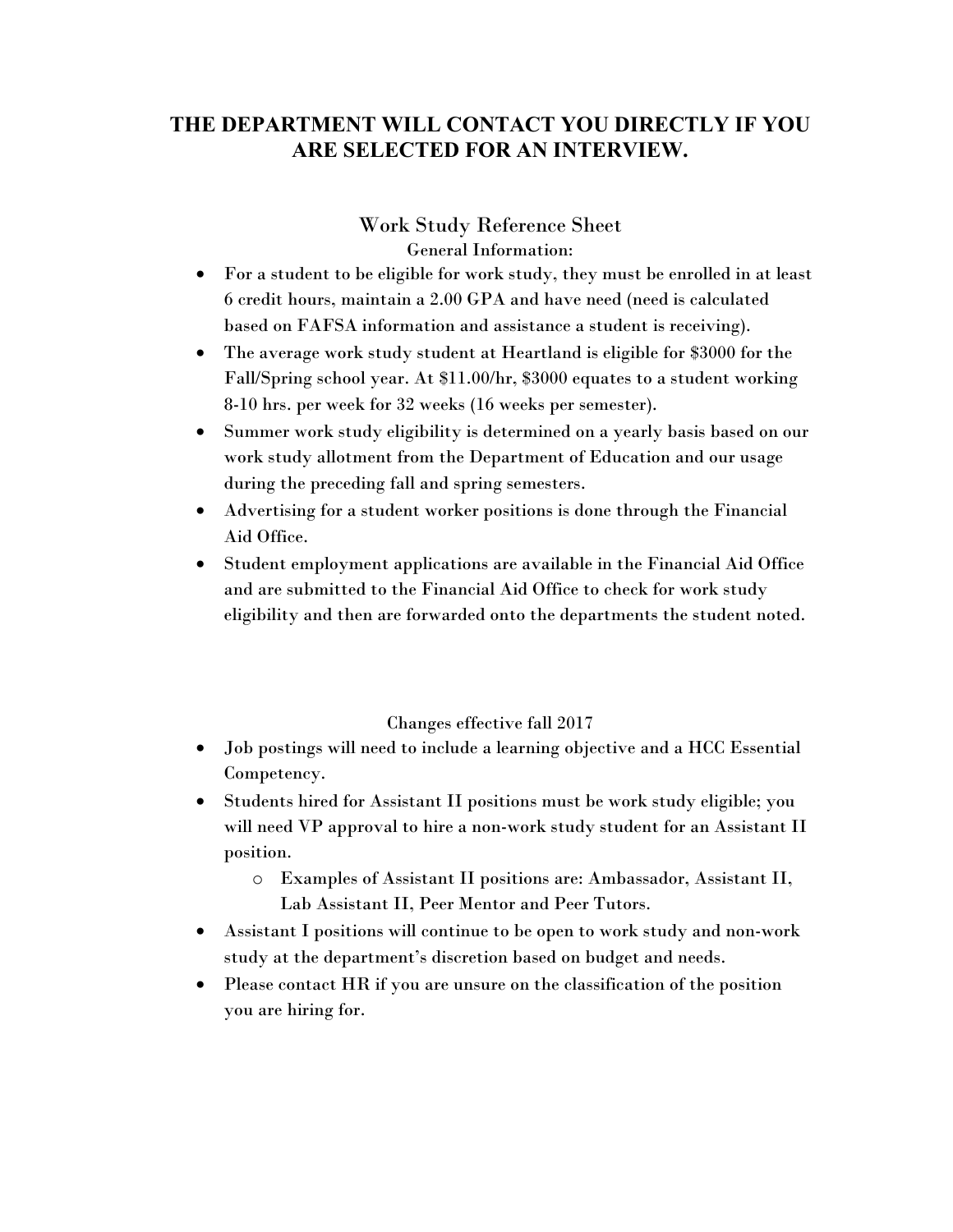**THE DEPARTMENT WILL CONTACT YOU DIRECTLY IF YOU ARE SELECTED FOR AN INTERVIEW.**

## Work Study Reference Sheet

General Information:

- For a student to be eligible for work study, they must be enrolled in at least 6 credit hours, maintain a 2.00 GPA and have need (need is calculated based on FAFSA information and assistance a student is receiving).
- The average work study student at Heartland is eligible for $3000 for the Fall/Spring school year. At $11.00/hr, $3000 equates to a student working 8-10 hrs. per week for 32 weeks (16 weeks per semester).
- Summer work study eligibility is determined on a yearly basis based on our work study allotment from the Department of Education and our usage during the preceding fall and spring semesters.
- Advertising for a student worker positions is done through the Financial Aid Office.
- Student employment applications are available in the Financial Aid Office and are submitted to the Financial Aid Office to check for work study eligibility and then are forwarded onto the departments the student noted.

Changes effective fall 2017

- Job postings will need to include a learning objective and a HCC Essential Competency.
- Students hired for Assistant II positions must be work study eligible; you will need VP approval to hire a non-work study student for an Assistant II position.
  - Examples of Assistant II positions are: Ambassador, Assistant II, Lab Assistant II, Peer Mentor and Peer Tutors.
- Assistant I positions will continue to be open to work study and non-work study at the department's discretion based on budget and needs.
- Please contact HR if you are unsure on the classification of the position you are hiring for.